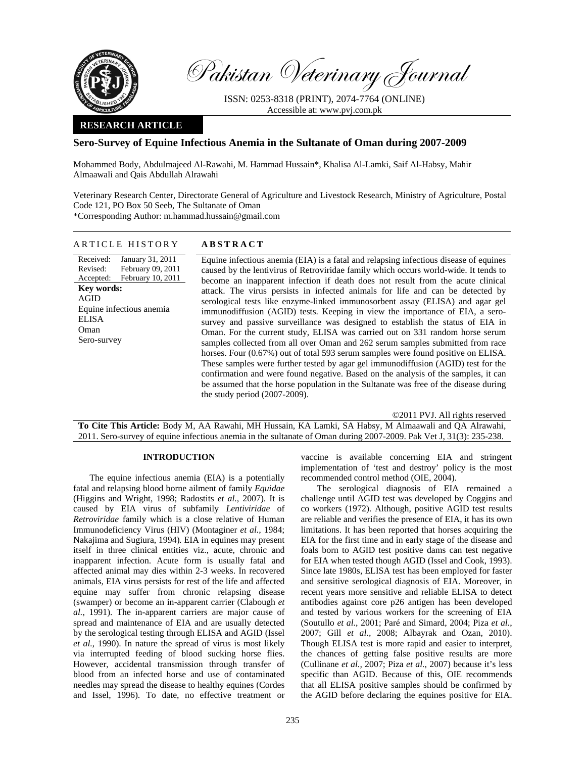# Pakistan Veterinary Journal

ISSN: 0253-8318 (PRINT), 2074-7764 (ONLINE)
Accessible at: www.pvj.com.pk

**RESEARCH ARTICLE**

## Sero-Survey of Equine Infectious Anemia in the Sultanate of Oman during 2007-2009

Mohammed Body, Abdulmajeed Al-Rawahi, M. Hammad Hussain*, Khalisa Al-Lamki, Saif Al-Habsy, Mahir Almaawali and Qais Abdullah Alrawahi

Veterinary Research Center, Directorate General of Agriculture and Livestock Research, Ministry of Agriculture, Postal Code 121, PO Box 50 Seeb, The Sultanate of Oman
*Corresponding Author: m.hammad.hussain@gmail.com

**ARTICLE HISTORY**

Received: January 31, 2011
Revised: February 09, 2011
Accepted: February 10, 2011

**Key words:**
AGID
Equine infectious anemia
ELISA
Oman
Sero-survey

**ABSTRACT**

Equine infectious anemia (EIA) is a fatal and relapsing infectious disease of equines caused by the lentivirus of Retroviridae family which occurs world-wide. It tends to become an inapparent infection if death does not result from the acute clinical attack. The virus persists in infected animals for life and can be detected by serological tests like enzyme-linked immunosorbent assay (ELISA) and agar gel immunodiffusion (AGID) tests. Keeping in view the importance of EIA, a sero-survey and passive surveillance was designed to establish the status of EIA in Oman. For the current study, ELISA was carried out on 331 random horse serum samples collected from all over Oman and 262 serum samples submitted from race horses. Four (0.67%) out of total 593 serum samples were found positive on ELISA. These samples were further tested by agar gel immunodiffusion (AGID) test for the confirmation and were found negative. Based on the analysis of the samples, it can be assumed that the horse population in the Sultanate was free of the disease during the study period (2007-2009).

©2011 PVJ. All rights reserved

**To Cite This Article:** Body M, AA Rawahi, MH Hussain, KA Lamki, SA Habsy, M Almaawali and QA Alrawahi, 2011. Sero-survey of equine infectious anemia in the sultanate of Oman during 2007-2009. Pak Vet J, 31(3): 235-238.

## INTRODUCTION

The equine infectious anemia (EIA) is a potentially fatal and relapsing blood borne ailment of family *Equidae* (Higgins and Wright, 1998; Radostits *et al.,* 2007). It is caused by EIA virus of subfamily *Lentiviridae* of *Retroviridae* family which is a close relative of Human Immunodeficiency Virus (HIV) (Montaginer *et al.,* 1984; Nakajima and Sugiura, 1994). EIA in equines may present itself in three clinical entities viz., acute, chronic and inapparent infection. Acute form is usually fatal and affected animal may dies within 2-3 weeks. In recovered animals, EIA virus persists for rest of the life and affected equine may suffer from chronic relapsing disease (swamper) or become an in-apparent carrier (Clabough *et al.,* 1991). The in-apparent carriers are major cause of spread and maintenance of EIA and are usually detected by the serological testing through ELISA and AGID (Issel *et al.,* 1990). In nature the spread of virus is most likely via interrupted feeding of blood sucking horse flies. However, accidental transmission through transfer of blood from an infected horse and use of contaminated needles may spread the disease to healthy equines (Cordes and Issel, 1996). To date, no effective treatment or vaccine is available concerning EIA and stringent implementation of 'test and destroy' policy is the most recommended control method (OIE, 2004).

The serological diagnosis of EIA remained a challenge until AGID test was developed by Coggins and co workers (1972). Although, positive AGID test results are reliable and verifies the presence of EIA, it has its own limitations. It has been reported that horses acquiring the EIA for the first time and in early stage of the disease and foals born to AGID test positive dams can test negative for EIA when tested though AGID (Issel and Cook, 1993). Since late 1980s, ELISA test has been employed for faster and sensitive serological diagnosis of EIA. Moreover, in recent years more sensitive and reliable ELISA to detect antibodies against core p26 antigen has been developed and tested by various workers for the screening of EIA (Soutullo *et al.*, 2001; Paré and Simard, 2004; Piza *et al.*, 2007; Gill *et al.*, 2008; Albayrak and Ozan, 2010). Though ELISA test is more rapid and easier to interpret, the chances of getting false positive results are more (Cullinane *et al.,* 2007; Piza *et al.,* 2007) because it's less specific than AGID. Because of this, OIE recommends that all ELISA positive samples should be confirmed by the AGID before declaring the equines positive for EIA.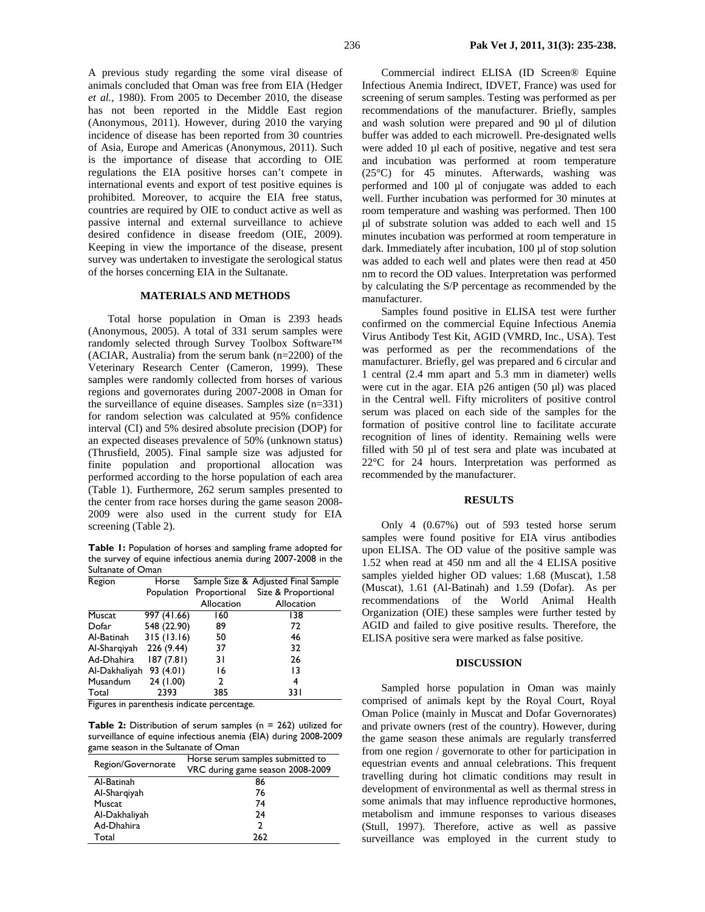A previous study regarding the some viral disease of animals concluded that Oman was free from EIA (Hedger *et al.*, 1980). From 2005 to December 2010, the disease has not been reported in the Middle East region (Anonymous, 2011). However, during 2010 the varying incidence of disease has been reported from 30 countries of Asia, Europe and Americas (Anonymous, 2011). Such is the importance of disease that according to OIE regulations the EIA positive horses can't compete in international events and export of test positive equines is prohibited. Moreover, to acquire the EIA free status, countries are required by OIE to conduct active as well as passive internal and external surveillance to achieve desired confidence in disease freedom (OIE, 2009). Keeping in view the importance of the disease, present survey was undertaken to investigate the serological status of the horses concerning EIA in the Sultanate.

## MATERIALS AND METHODS

Total horse population in Oman is 2393 heads (Anonymous, 2005). A total of 331 serum samples were randomly selected through Survey Toolbox Software™ (ACIAR, Australia) from the serum bank (n=2200) of the Veterinary Research Center (Cameron, 1999). These samples were randomly collected from horses of various regions and governorates during 2007-2008 in Oman for the surveillance of equine diseases. Samples size (n=331) for random selection was calculated at 95% confidence interval (CI) and 5% desired absolute precision (DOP) for an expected diseases prevalence of 50% (unknown status) (Thrusfield, 2005). Final sample size was adjusted for finite population and proportional allocation was performed according to the horse population of each area (Table 1). Furthermore, 262 serum samples presented to the center from race horses during the game season 2008-2009 were also used in the current study for EIA screening (Table 2).

**Table 1:** Population of horses and sampling frame adopted for the survey of equine infectious anemia during 2007-2008 in the Sultanate of Oman

| Region | Horse Population | Sample Size & Proportional Allocation | Adjusted Final Sample Size & Proportional Allocation |
|---|---|---|---|
| Muscat | 997 (41.66) | 160 | 138 |
| Dofar | 548 (22.90) | 89 | 72 |
| Al-Batinah | 315 (13.16) | 50 | 46 |
| Al-Sharqiyah | 226 (9.44) | 37 | 32 |
| Ad-Dhahira | 187 (7.81) | 31 | 26 |
| Al-Dakhaliyah | 93 (4.01) | 16 | 13 |
| Musandum | 24 (1.00) | 2 | 4 |
| Total | 2393 | 385 | 331 |

Figures in parenthesis indicate percentage.

**Table 2:** Distribution of serum samples (n = 262) utilized for surveillance of equine infectious anemia (EIA) during 2008-2009 game season in the Sultanate of Oman

| Region/Governorate | Horse serum samples submitted to VRC during game season 2008-2009 |
|---|---|
| Al-Batinah | 86 |
| Al-Sharqiyah | 76 |
| Muscat | 74 |
| Al-Dakhaliyah | 24 |
| Ad-Dhahira | 2 |
| Total | 262 |

Commercial indirect ELISA (ID Screen® Equine Infectious Anemia Indirect, IDVET, France) was used for screening of serum samples. Testing was performed as per recommendations of the manufacturer. Briefly, samples and wash solution were prepared and 90 µl of dilution buffer was added to each microwell. Pre-designated wells were added 10 µl each of positive, negative and test sera and incubation was performed at room temperature (25°C) for 45 minutes. Afterwards, washing was performed and 100 µl of conjugate was added to each well. Further incubation was performed for 30 minutes at room temperature and washing was performed. Then 100 µl of substrate solution was added to each well and 15 minutes incubation was performed at room temperature in dark. Immediately after incubation, 100 µl of stop solution was added to each well and plates were then read at 450 nm to record the OD values. Interpretation was performed by calculating the S/P percentage as recommended by the manufacturer.

Samples found positive in ELISA test were further confirmed on the commercial Equine Infectious Anemia Virus Antibody Test Kit, AGID (VMRD, Inc., USA). Test was performed as per the recommendations of the manufacturer. Briefly, gel was prepared and 6 circular and 1 central (2.4 mm apart and 5.3 mm in diameter) wells were cut in the agar. EIA p26 antigen (50 µl) was placed in the Central well. Fifty microliters of positive control serum was placed on each side of the samples for the formation of positive control line to facilitate accurate recognition of lines of identity. Remaining wells were filled with 50 µl of test sera and plate was incubated at 22°C for 24 hours. Interpretation was performed as recommended by the manufacturer.

## RESULTS

Only 4 (0.67%) out of 593 tested horse serum samples were found positive for EIA virus antibodies upon ELISA. The OD value of the positive sample was 1.52 when read at 450 nm and all the 4 ELISA positive samples yielded higher OD values: 1.68 (Muscat), 1.58 (Muscat), 1.61 (Al-Batinah) and 1.59 (Dofar). As per recommendations of the World Animal Health Organization (OIE) these samples were further tested by AGID and failed to give positive results. Therefore, the ELISA positive sera were marked as false positive.

## DISCUSSION

Sampled horse population in Oman was mainly comprised of animals kept by the Royal Court, Royal Oman Police (mainly in Muscat and Dofar Governorates) and private owners (rest of the country). However, during the game season these animals are regularly transferred from one region / governorate to other for participation in equestrian events and annual celebrations. This frequent travelling during hot climatic conditions may result in development of environmental as well as thermal stress in some animals that may influence reproductive hormones, metabolism and immune responses to various diseases (Stull, 1997). Therefore, active as well as passive surveillance was employed in the current study to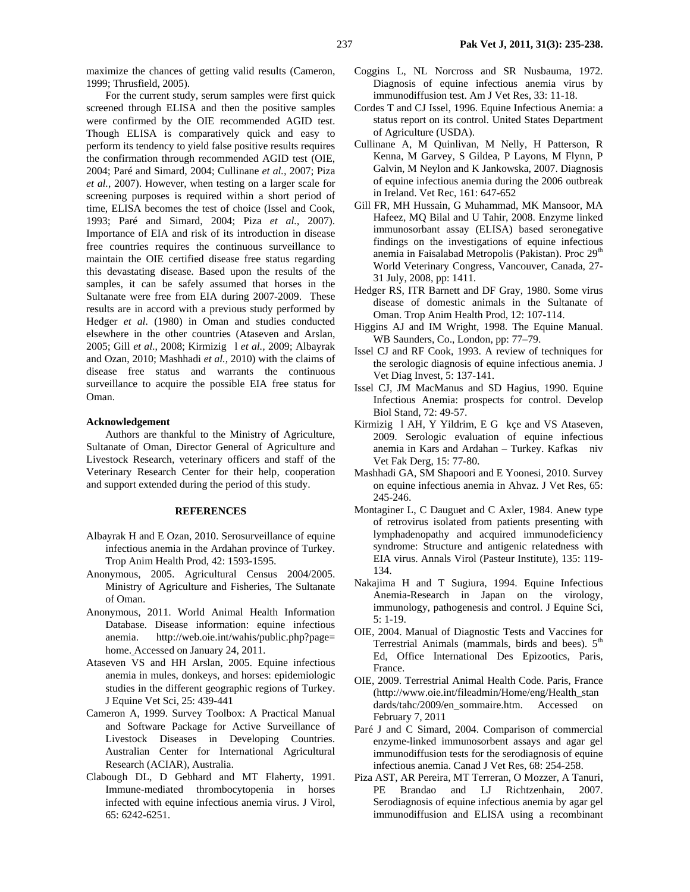maximize the chances of getting valid results (Cameron, 1999; Thrusfield, 2005).

For the current study, serum samples were first quick screened through ELISA and then the positive samples were confirmed by the OIE recommended AGID test. Though ELISA is comparatively quick and easy to perform its tendency to yield false positive results requires the confirmation through recommended AGID test (OIE, 2004; Paré and Simard, 2004; Cullinane *et al.,* 2007; Piza *et al.*, 2007). However, when testing on a larger scale for screening purposes is required within a short period of time, ELISA becomes the test of choice (Issel and Cook, 1993; Paré and Simard, 2004; Piza *et al.,* 2007). Importance of EIA and risk of its introduction in disease free countries requires the continuous surveillance to maintain the OIE certified disease free status regarding this devastating disease. Based upon the results of the samples, it can be safely assumed that horses in the Sultanate were free from EIA during 2007-2009. These results are in accord with a previous study performed by Hedger *et al*. (1980) in Oman and studies conducted elsewhere in the other countries (Ataseven and Arslan, 2005; Gill *et al.,* 2008; Kirmizig l *et al.,* 2009; Albayrak and Ozan, 2010; Mashhadi *et al.,* 2010) with the claims of disease free status and warrants the continuous surveillance to acquire the possible EIA free status for Oman.

**Acknowledgement**

Authors are thankful to the Ministry of Agriculture, Sultanate of Oman, Director General of Agriculture and Livestock Research, veterinary officers and staff of the Veterinary Research Center for their help, cooperation and support extended during the period of this study.

## REFERENCES

Albayrak H and E Ozan, 2010. Serosurveillance of equine infectious anemia in the Ardahan province of Turkey. Trop Anim Health Prod, 42: 1593-1595.

Anonymous, 2005. Agricultural Census 2004/2005. Ministry of Agriculture and Fisheries, The Sultanate of Oman.

Anonymous, 2011. World Animal Health Information Database. Disease information: equine infectious anemia. http://web.oie.int/wahis/public.php?page= home. Accessed on January 24, 2011.

Ataseven VS and HH Arslan, 2005. Equine infectious anemia in mules, donkeys, and horses: epidemiologic studies in the different geographic regions of Turkey. J Equine Vet Sci, 25: 439-441

Cameron A, 1999. Survey Toolbox: A Practical Manual and Software Package for Active Surveillance of Livestock Diseases in Developing Countries. Australian Center for International Agricultural Research (ACIAR), Australia.

Clabough DL, D Gebhard and MT Flaherty, 1991. Immune-mediated thrombocytopenia in horses infected with equine infectious anemia virus. J Virol, 65: 6242-6251.

Coggins L, NL Norcross and SR Nusbauma, 1972. Diagnosis of equine infectious anemia virus by immunodiffusion test. Am J Vet Res, 33: 11-18.

Cordes T and CJ Issel, 1996. Equine Infectious Anemia: a status report on its control. United States Department of Agriculture (USDA).

Cullinane A, M Quinlivan, M Nelly, H Patterson, R Kenna, M Garvey, S Gildea, P Layons, M Flynn, P Galvin, M Neylon and K Jankowska, 2007. Diagnosis of equine infectious anemia during the 2006 outbreak in Ireland. Vet Rec, 161: 647-652

Gill FR, MH Hussain, G Muhammad, MK Mansoor, MA Hafeez, MQ Bilal and U Tahir, 2008. Enzyme linked immunosorbant assay (ELISA) based seronegative findings on the investigations of equine infectious anemia in Faisalabad Metropolis (Pakistan). Proc 29th World Veterinary Congress, Vancouver, Canada, 27-31 July, 2008, pp: 1411.

Hedger RS, ITR Barnett and DF Gray, 1980. Some virus disease of domestic animals in the Sultanate of Oman. Trop Anim Health Prod, 12: 107-114.

Higgins AJ and IM Wright, 1998. The Equine Manual. WB Saunders, Co., London, pp: 77–79.

Issel CJ and RF Cook, 1993. A review of techniques for the serologic diagnosis of equine infectious anemia. J Vet Diag Invest, 5: 137-141.

Issel CJ, JM MacManus and SD Hagius, 1990. Equine Infectious Anemia: prospects for control. Develop Biol Stand, 72: 49-57.

Kirmizig l AH, Y Yildrim, E G kçe and VS Ataseven, 2009. Serologic evaluation of equine infectious anemia in Kars and Ardahan – Turkey. Kafkas niv Vet Fak Derg, 15: 77-80.

Mashhadi GA, SM Shapoori and E Yoonesi, 2010. Survey on equine infectious anemia in Ahvaz. J Vet Res, 65: 245-246.

Montaginer L, C Dauguet and C Axler, 1984. Anew type of retrovirus isolated from patients presenting with lymphadenopathy and acquired immunodeficiency syndrome: Structure and antigenic relatedness with EIA virus. Annals Virol (Pasteur Institute), 135: 119-134.

Nakajima H and T Sugiura, 1994. Equine Infectious Anemia-Research in Japan on the virology, immunology, pathogenesis and control. J Equine Sci, 5: 1-19.

OIE, 2004. Manual of Diagnostic Tests and Vaccines for Terrestrial Animals (mammals, birds and bees). 5th Ed, Office International Des Epizootics, Paris, France.

OIE, 2009. Terrestrial Animal Health Code. Paris, France (http://www.oie.int/fileadmin/Home/eng/Health_standards/tahc/2009/en_sommaire.htm. Accessed on February 7, 2011

Paré J and C Simard, 2004. Comparison of commercial enzyme-linked immunosorbent assays and agar gel immunodiffusion tests for the serodiagnosis of equine infectious anemia. Canad J Vet Res, 68: 254-258.

Piza AST, AR Pereira, MT Terreran, O Mozzer, A Tanuri, PE Brandao and LJ Richtzenhain, 2007. Serodiagnosis of equine infectious anemia by agar gel immunodiffusion and ELISA using a recombinant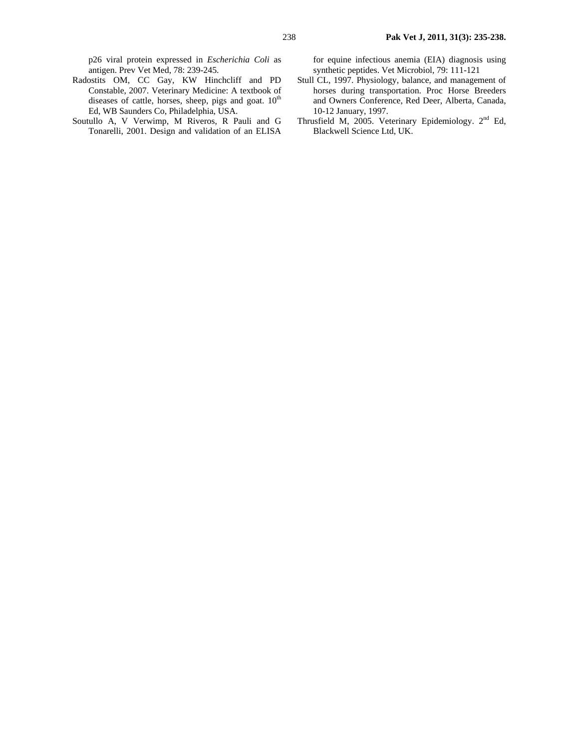p26 viral protein expressed in *Escherichia Coli* as antigen. Prev Vet Med, 78: 239-245.

Radostits OM, CC Gay, KW Hinchcliff and PD Constable, 2007. Veterinary Medicine: A textbook of diseases of cattle, horses, sheep, pigs and goat. $10^{th}$ Ed, WB Saunders Co, Philadelphia, USA.

Soutullo A, V Verwimp, M Riveros, R Pauli and G Tonarelli, 2001. Design and validation of an ELISA for equine infectious anemia (EIA) diagnosis using synthetic peptides. Vet Microbiol, 79: 111-121

Stull CL, 1997. Physiology, balance, and management of horses during transportation. Proc Horse Breeders and Owners Conference, Red Deer, Alberta, Canada, 10-12 January, 1997.

Thrusfield M, 2005. Veterinary Epidemiology. $2^{nd}$ Ed, Blackwell Science Ltd, UK.